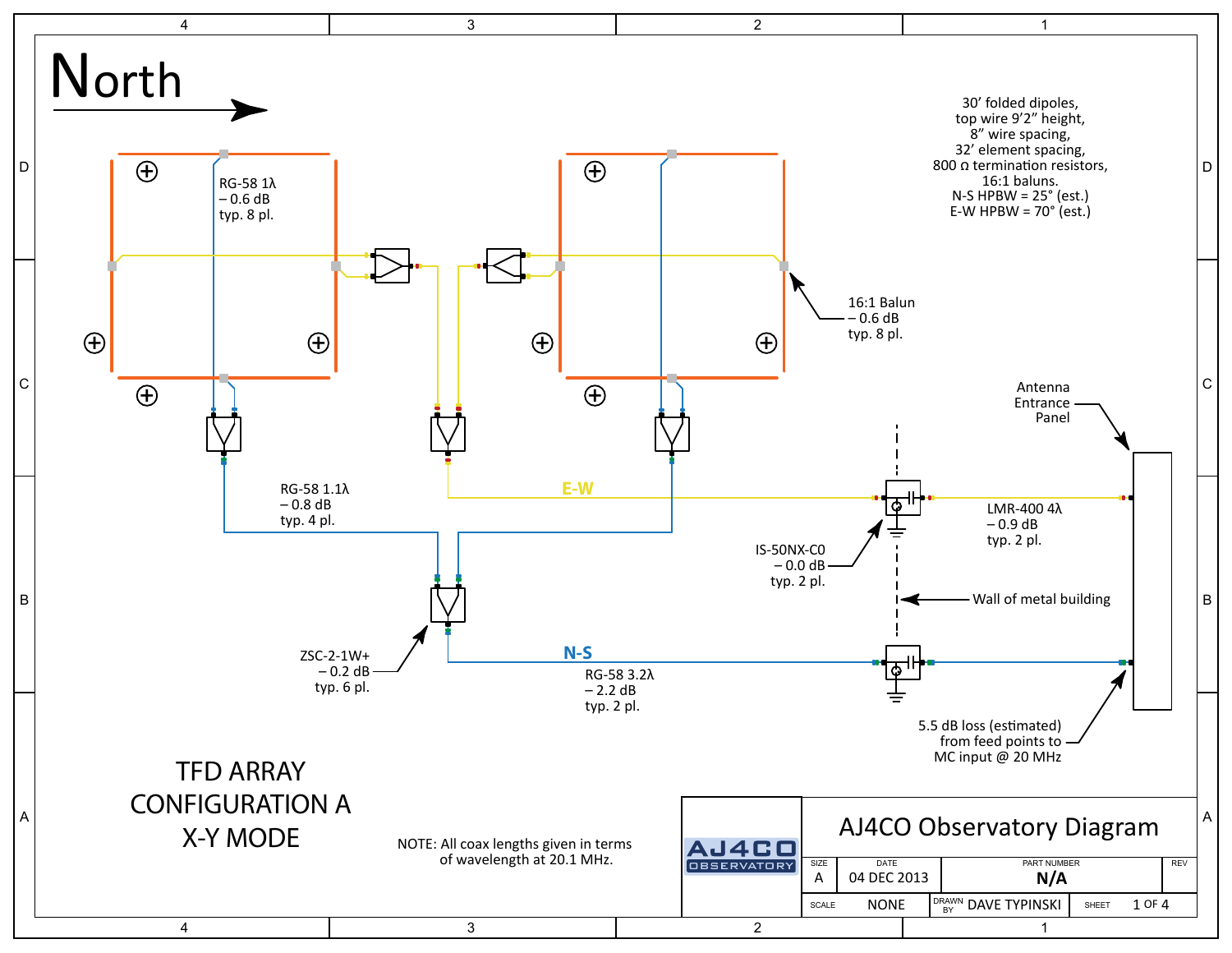# North

30′ folded dipoles,
top wire 9′2″ height,
8″ wire spacing,
32′ element spacing,
800 Ω termination resistors,
16:1 baluns.
N-S HPBW = 25° (est.)
E-W HPBW = 70° (est.)

RG-58 1λ
– 0.6 dB
typ. 8 pl.

16:1 Balun
– 0.6 dB
typ. 8 pl.

Antenna
Entrance
Panel

E-W

RG-58 1.1λ
– 0.8 dB
typ. 4 pl.

LMR-400 4λ
– 0.9 dB
typ. 2 pl.

IS-50NX-C0
– 0.0 dB
typ. 2 pl.

Wall of metal building

ZSC-2-1W+
– 0.2 dB
typ. 6 pl.

N-S

RG-58 3.2λ
– 2.2 dB
typ. 2 pl.

5.5 dB loss (estimated)
from feed points to
MC input @ 20 MHz

TFD ARRAY
CONFIGURATION A
X-Y MODE

NOTE: All coax lengths given in terms
of wavelength at 20.1 MHz.

AJ4CO OBSERVATORY

AJ4CO Observatory Diagram

| SIZE | DATE | PART NUMBER | REV |
|---|---|---|---|
| A | 04 DEC 2013 | N/A | |
| SCALE NONE | DRAWN BY DAVE TYPINSKI | SHEET 1 OF 4 | |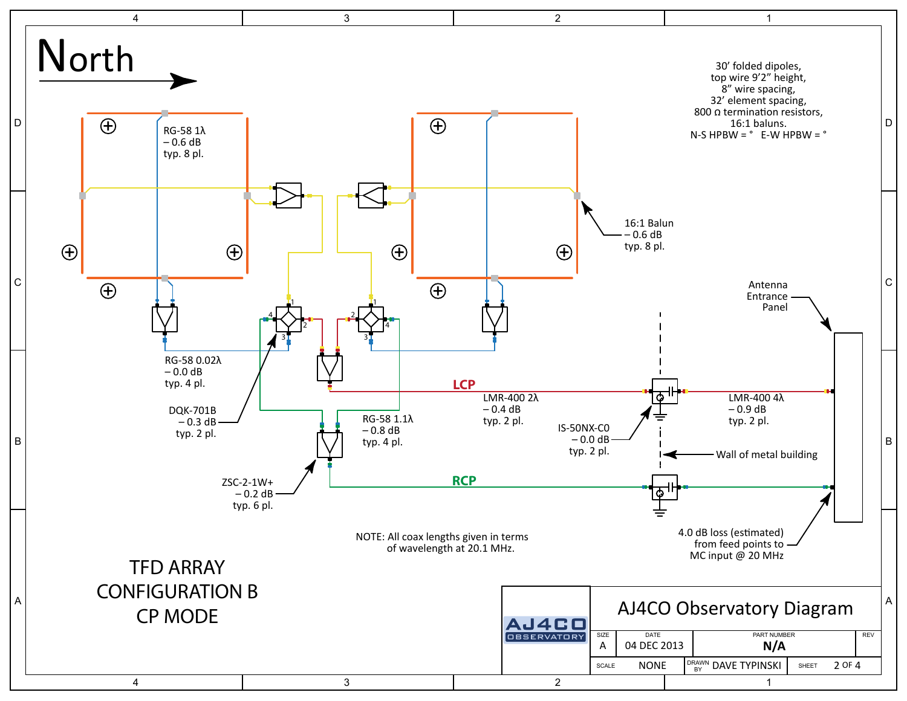# North

30' folded dipoles,
top wire 9'2" height,
8" wire spacing,
32' element spacing,
800 Ω termination resistors,
16:1 baluns.
N-S HPBW = °   E-W HPBW = °

RG-58 1λ
– 0.6 dB
typ. 8 pl.

16:1 Balun
– 0.6 dB
typ. 8 pl.

Antenna
Entrance
Panel

RG-58 0.02λ
– 0.0 dB
typ. 4 pl.

DQK-701B
– 0.3 dB
typ. 2 pl.

RG-58 1.1λ
– 0.8 dB
typ. 4 pl.

ZSC-2-1W+
– 0.2 dB
typ. 6 pl.

LCP

LMR-400 2λ
– 0.4 dB
typ. 2 pl.

LMR-400 4λ
– 0.9 dB
typ. 2 pl.

IS-50NX-C0
– 0.0 dB
typ. 2 pl.

Wall of metal building

RCP

4.0 dB loss (estimated)
from feed points to
MC input @ 20 MHz

NOTE: All coax lengths given in terms
of wavelength at 20.1 MHz.

## TFD ARRAY
## CONFIGURATION B
## CP MODE

AJ4CO OBSERVATORY

AJ4CO Observatory Diagram

| SIZE | DATE | PART NUMBER | REV |
|---|---|---|---|
| A | 04 DEC 2013 | N/A | |

| SCALE | NONE | DRAWN BY | DAVE TYPINSKI | SHEET | 2 OF 4 |
|---|---|---|---|---|---|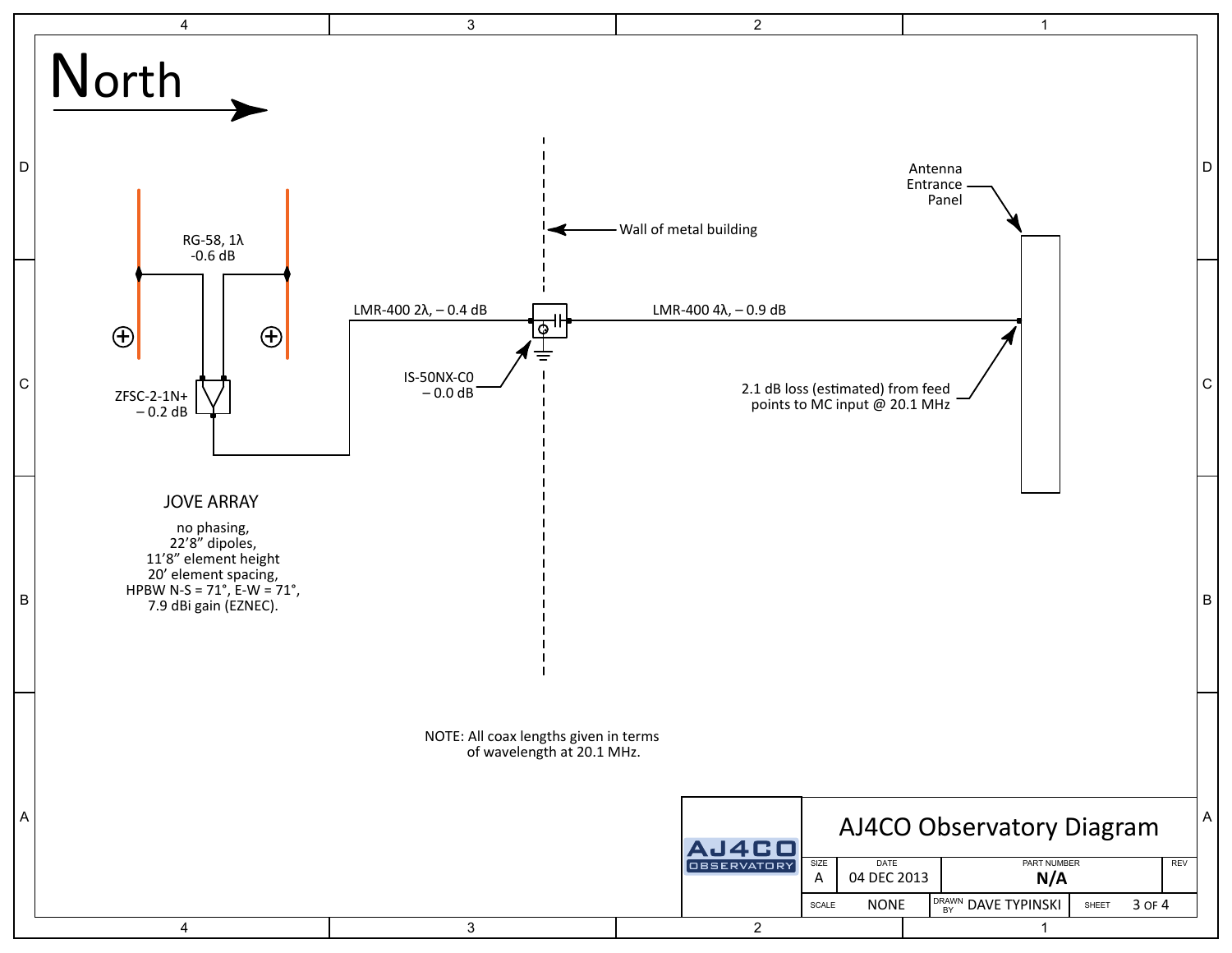# North

RG-58, 1λ
-0.6 dB

ZFSC-2-1N+
– 0.2 dB

LMR-400 2λ, – 0.4 dB

IS-50NX-C0
– 0.0 dB

Wall of metal building

LMR-400 4λ, – 0.9 dB

Antenna
Entrance
Panel

2.1 dB loss (estimated) from feed
points to MC input @ 20.1 MHz

## JOVE ARRAY

no phasing,
22’8” dipoles,
11’8” element height
20’ element spacing,
HPBW N-S = 71°, E-W = 71°,
7.9 dBi gain (EZNEC).

NOTE: All coax lengths given in terms
of wavelength at 20.1 MHz.

| AJ4CO OBSERVATORY | AJ4CO Observatory Diagram | | |
|---|---|---|---|
| SIZE: A | DATE: 04 DEC 2013 | PART NUMBER: N/A | REV |
| SCALE: NONE | DRAWN BY: DAVE TYPINSKI | SHEET: 3 OF 4 | |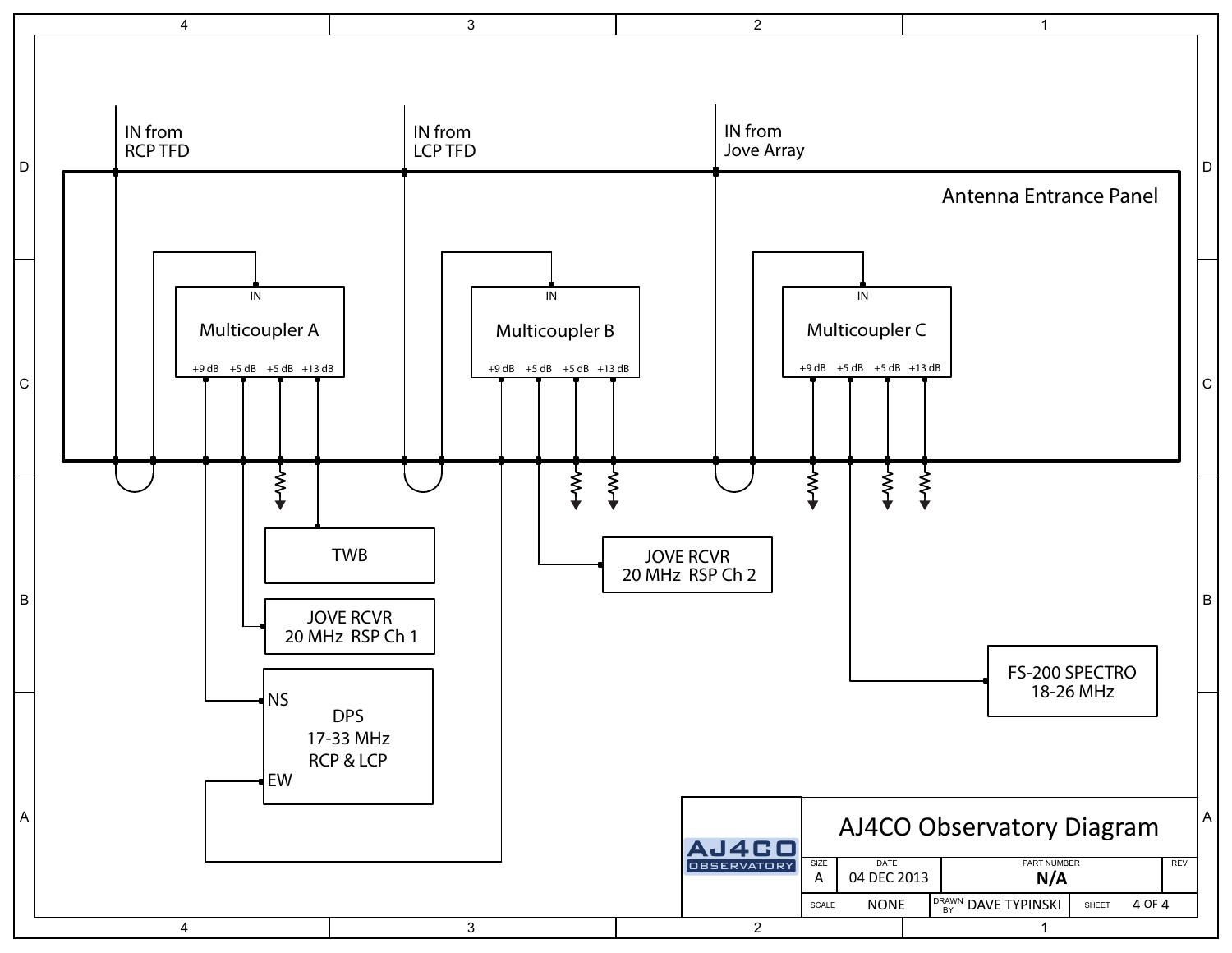IN from
RCP TFD

IN from
LCP TFD

IN from
Jove Array

Antenna Entrance Panel

**Multicoupler A**

IN

+9 dB | +5 dB | +5 dB | +13 dB

**Multicoupler B**

IN

+9 dB | +5 dB | +5 dB | +13 dB

**Multicoupler C**

IN

+9 dB | +5 dB | +5 dB | +13 dB

TWB

JOVE RCVR
20 MHz RSP Ch 1

DPS
17-33 MHz
RCP & LCP

NS

EW

JOVE RCVR
20 MHz RSP Ch 2

FS-200 SPECTRO
18-26 MHz

# AJ4CO Observatory Diagram

| SIZE | DATE | PART NUMBER | REV |
|---|---|---|---|
| A | 04 DEC 2013 | N/A | |

| SCALE | DRAWN BY | SHEET |
|---|---|---|
| NONE | DAVE TYPINSKI | 4 OF 4 |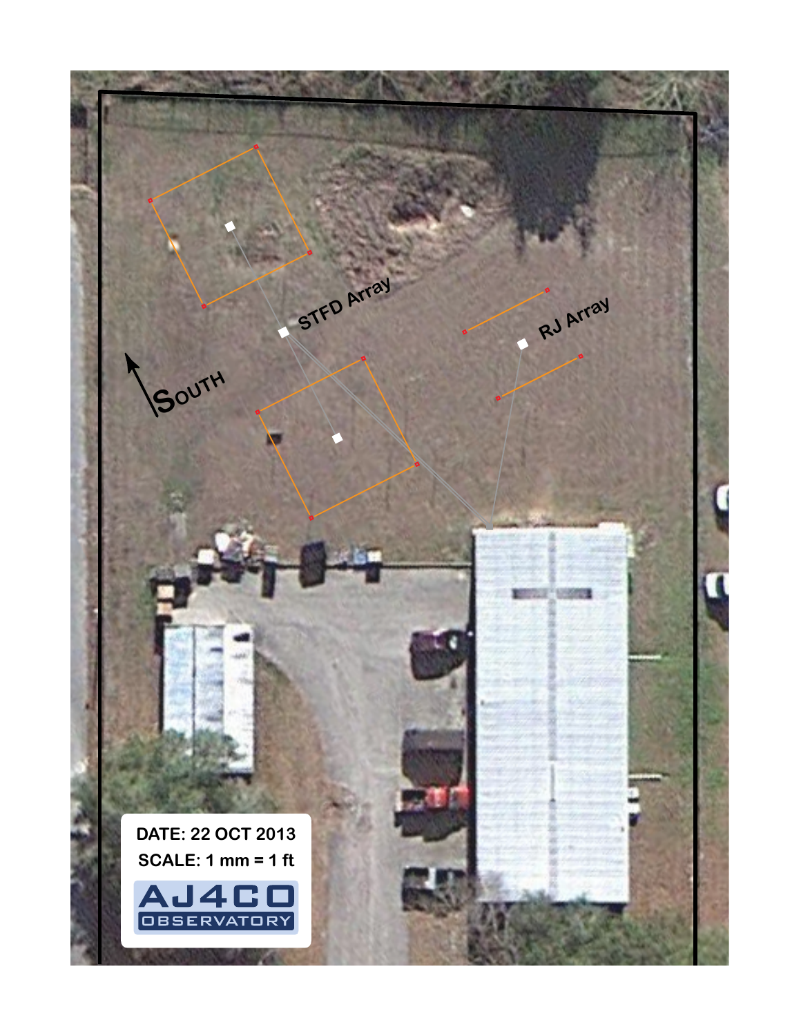STFD Array

RJ Array

SOUTH

DATE: 22 OCT 2013

SCALE: 1 mm = 1 ft

AJ4CO

OBSERVATORY